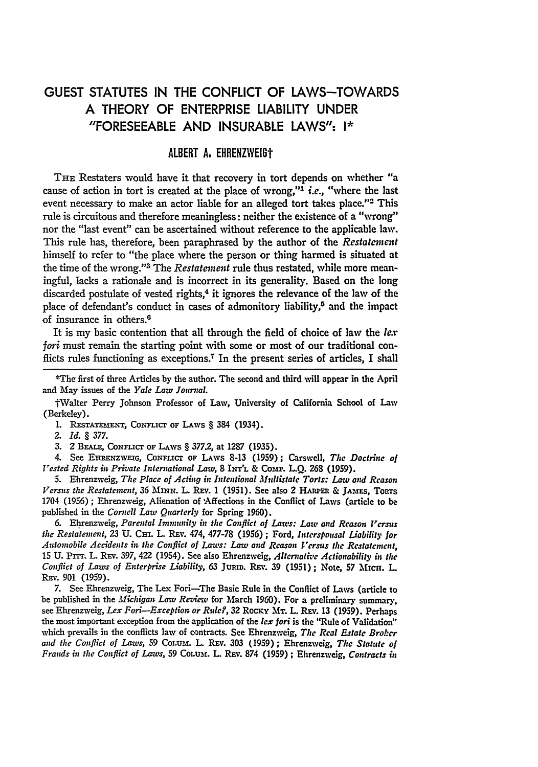# GUEST STATUTES IN THE CONFLICT OF LAWS—TOWARDS A THEORY OF ENTERPRISE LIABILITY UNDER "FORESEEABLE AND INSURABLE LAWS": I*

## ALBERT A. EHRENZWEIG†

THE Restaters would have it that recovery in tort depends on whether "a cause of action in tort is created at the place of wrong,"[1] *i.e.*, "where the last event necessary to make an actor liable for an alleged tort takes place."[2] This rule is circuitous and therefore meaningless: neither the existence of a "wrong" nor the "last event" can be ascertained without reference to the applicable law. This rule has, therefore, been paraphrased by the author of the *Restatement* himself to refer to "the place where the person or thing harmed is situated at the time of the wrong."[3] The *Restatement* rule thus restated, while more meaningful, lacks a rationale and is incorrect in its generality. Based on the long discarded postulate of vested rights,[4] it ignores the relevance of the law of the place of defendant's conduct in cases of admonitory liability,[5] and the impact of insurance in others.[6]

It is my basic contention that all through the field of choice of law the *lex fori* must remain the starting point with some or most of our traditional conflicts rules functioning as exceptions.[7] In the present series of articles, I shall

---

*The first of three Articles by the author. The second and third will appear in the April and May issues of the *Yale Law Journal*.

†Walter Perry Johnson Professor of Law, University of California School of Law (Berkeley).

1. RESTATEMENT, CONFLICT OF LAWS § 384 (1934).

2. *Id.* § 377.

3. 2 BEALE, CONFLICT OF LAWS § 377.2, at 1287 (1935).

4. See EHRENZWEIG, CONFLICT OF LAWS 8-13 (1959); Carswell, *The Doctrine of Vested Rights in Private International Law*, 8 INT'L & COMP. L.Q. 268 (1959).

5. Ehrenzweig, *The Place of Acting in Intentional Multistate Torts: Law and Reason Versus the Restatement*, 36 MINN. L. REV. 1 (1951). See also 2 HARPER & JAMES, TORTS 1704 (1956); Ehrenzweig, Alienation of Affections in the Conflict of Laws (article to be published in the *Cornell Law Quarterly* for Spring 1960).

6. Ehrenzweig, *Parental Immunity in the Conflict of Laws: Law and Reason Versus the Restatement*, 23 U. CHI. L. REV. 474, 477-78 (1956); Ford, *Interspousal Liability for Automobile Accidents in the Conflict of Laws: Law and Reason Versus the Restatement*, 15 U. PITT. L. REV. 397, 422 (1954). See also Ehrenzweig, *Alternative Actionability in the Conflict of Laws of Enterprise Liability*, 63 JURID. REV. 39 (1951); Note, 57 MICH. L. REV. 901 (1959).

7. See Ehrenzweig, The Lex Fori—The Basic Rule in the Conflict of Laws (article to be published in the *Michigan Law Review* for March 1960). For a preliminary summary, see Ehrenzweig, *Lex Fori—Exception or Rule?*, 32 ROCKY MT. L. REV. 13 (1959). Perhaps the most important exception from the application of the *lex fori* is the "Rule of Validation" which prevails in the conflicts law of contracts. See Ehrenzweig, *The Real Estate Broker and the Conflict of Laws*, 59 COLUM. L. REV. 303 (1959); Ehrenzweig, *The Statute of Frauds in the Conflict of Laws*, 59 COLUM. L. REV. 874 (1959); Ehrenzweig, *Contracts in*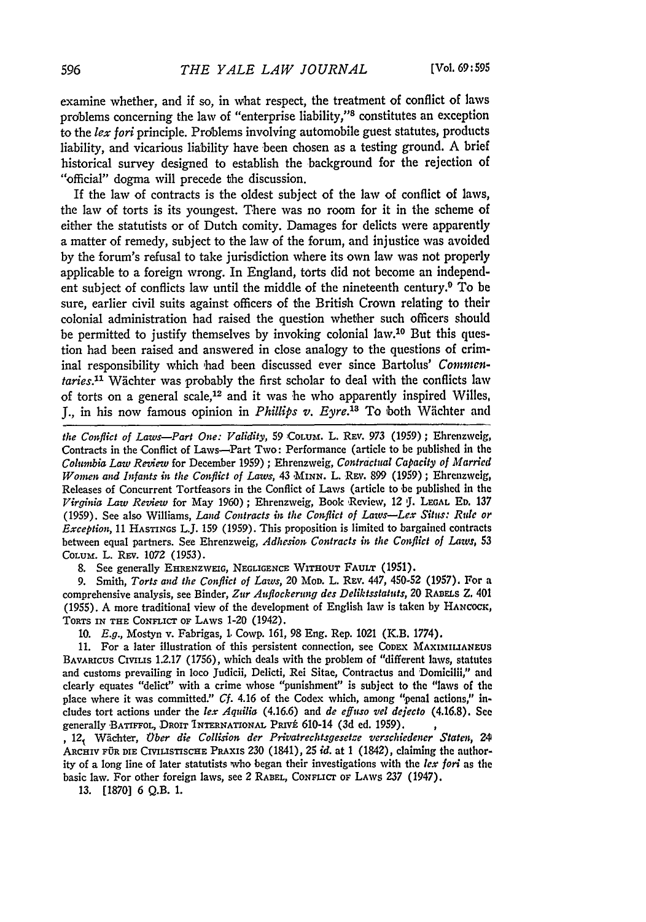examine whether, and if so, in what respect, the treatment of conflict of laws problems concerning the law of "enterprise liability,"[8] constitutes an exception to the *lex fori* principle. Problems involving automobile guest statutes, products liability, and vicarious liability have been chosen as a testing ground. A brief historical survey designed to establish the background for the rejection of "official" dogma will precede the discussion.

If the law of contracts is the oldest subject of the law of conflict of laws, the law of torts is its youngest. There was no room for it in the scheme of either the statutists or of Dutch comity. Damages for delicts were apparently a matter of remedy, subject to the law of the forum, and injustice was avoided by the forum's refusal to take jurisdiction where its own law was not properly applicable to a foreign wrong. In England, torts did not become an independent subject of conflicts law until the middle of the nineteenth century.[9] To be sure, earlier civil suits against officers of the British Crown relating to their colonial administration had raised the question whether such officers should be permitted to justify themselves by invoking colonial law.[10] But this question had been raised and answered in close analogy to the questions of criminal responsibility which had been discussed ever since Bartolus' *Commentaries*.[11] Wächter was probably the first scholar to deal with the conflicts law of torts on a general scale,[12] and it was he who apparently inspired Willes, J., in his now famous opinion in *Phillips v. Eyre*.[13] To both Wächter and

---

*the Conflict of Laws—Part One: Validity*, 59 Colum. L. Rev. 973 (1959); Ehrenzweig, Contracts in the Conflict of Laws—Part Two: Performance (article to be published in the *Columbia Law Review* for December 1959); Ehrenzweig, *Contractual Capacity of Married Women and Infants in the Conflict of Laws*, 43 Minn. L. Rev. 899 (1959); Ehrenzweig, Releases of Concurrent Tortfeasors in the Conflict of Laws (article to be published in the *Virginia Law Review* for May 1960); Ehrenzweig, Book Review, 12 J. Legal Ed. 137 (1959). See also Williams, *Land Contracts in the Conflict of Laws—Lex Situs: Rule or Exception*, 11 Hastings L.J. 159 (1959). This proposition is limited to bargained contracts between equal partners. See Ehrenzweig, *Adhesion Contracts in the Conflict of Laws*, 53 Colum. L. Rev. 1072 (1953).

8. See generally Ehrenzweig, Negligence Without Fault (1951).

9. Smith, *Torts and the Conflict of Laws*, 20 Mod. L. Rev. 447, 450-52 (1957). For a comprehensive analysis, see Binder, *Zur Auflockerung des Deliktsstatuts*, 20 Rabels Z. 401 (1955). A more traditional view of the development of English law is taken by Hancock, Torts in the Conflict of Laws 1-20 (1942).

10. *E.g.*, Mostyn v. Fabrigas, 1 Cowp. 161, 98 Eng. Rep. 1021 (K.B. 1774).

11. For a later illustration of this persistent connection, see Codex Maximilianeus Bavaricus Civilis 1.2.17 (1756), which deals with the problem of "different laws, statutes and customs prevailing in loco Judicii, Delicti, Rei Sitae, Contractus and Domicilii," and clearly equates "delict" with a crime whose "punishment" is subject to the "laws of the place where it was committed." *Cf.* 4.16 of the Codex which, among "penal actions," includes tort actions under the *lex Aquilia* (4.16.6) and *de effuso vel dejecto* (4.16.8). See generally Batiffol, Droit International Privé 610-14 (3d ed. 1959).

12. Wächter, *Über die Collision der Privatrechtsgesetze verschiedener Staaten*, 24 Archiv für die Civilistische Praxis 230 (1841), 25 *id.* at 1 (1842), claiming the authority of a long line of later statutists who began their investigations with the *lex fori* as the basic law. For other foreign laws, see 2 Rabel, Conflict of Laws 237 (1947).

13. [1870] 6 Q.B. 1.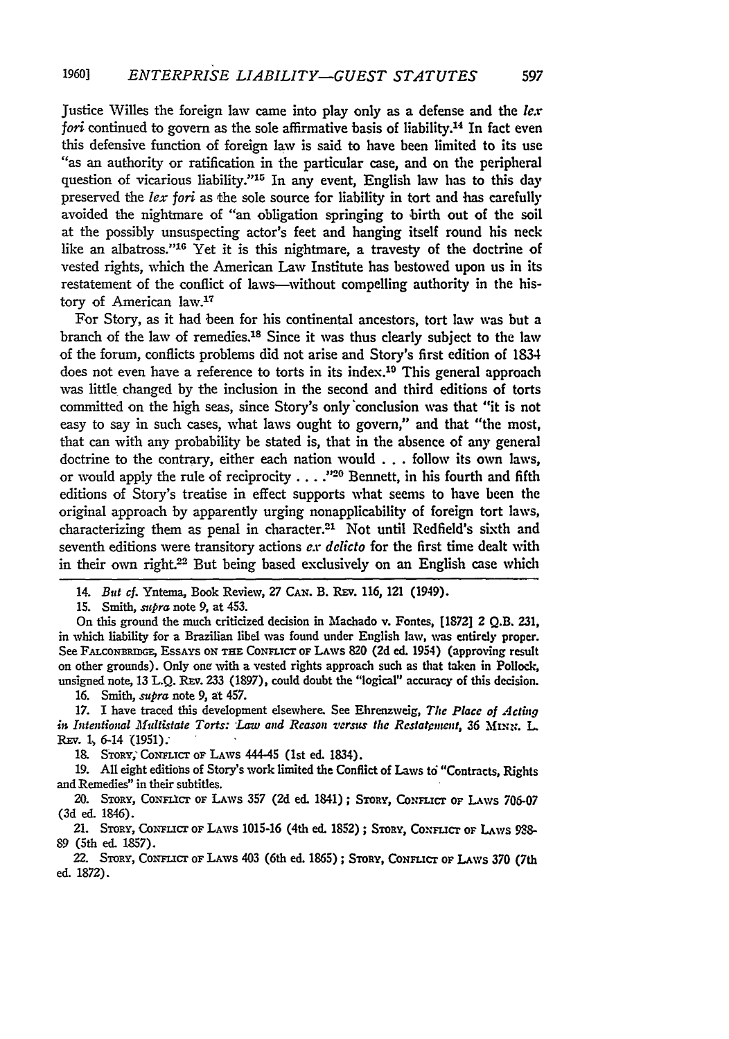Justice Willes the foreign law came into play only as a defense and the *lex fori* continued to govern as the sole affirmative basis of liability.[14] In fact even this defensive function of foreign law is said to have been limited to its use "as an authority or ratification in the particular case, and on the peripheral question of vicarious liability."[15] In any event, English law has to this day preserved the *lex fori* as the sole source for liability in tort and has carefully avoided the nightmare of "an obligation springing to birth out of the soil at the possibly unsuspecting actor's feet and hanging itself round his neck like an albatross."[16] Yet it is this nightmare, a travesty of the doctrine of vested rights, which the American Law Institute has bestowed upon us in its restatement of the conflict of laws—without compelling authority in the history of American law.[17]

For Story, as it had been for his continental ancestors, tort law was but a branch of the law of remedies.[18] Since it was thus clearly subject to the law of the forum, conflicts problems did not arise and Story's first edition of 1834 does not even have a reference to torts in its index.[19] This general approach was little changed by the inclusion in the second and third editions of torts committed on the high seas, since Story's only conclusion was that "it is not easy to say in such cases, what laws ought to govern," and that "the most, that can with any probability be stated is, that in the absence of any general doctrine to the contrary, either each nation would . . . follow its own laws, or would apply the rule of reciprocity . . . ."[20] Bennett, in his fourth and fifth editions of Story's treatise in effect supports what seems to have been the original approach by apparently urging nonapplicability of foreign tort laws, characterizing them as penal in character.[21] Not until Redfield's sixth and seventh editions were transitory actions *ex delicto* for the first time dealt with in their own right.[22] But being based exclusively on an English case which

---

14. *But cf.* Yntema, Book Review, 27 Can. B. Rev. 116, 121 (1949).

15. Smith, *supra* note 9, at 453.

On this ground the much criticized decision in Machado v. Fontes, [1872] 2 Q.B. 231, in which liability for a Brazilian libel was found under English law, was entirely proper. See Falconbridge, Essays on the Conflict of Laws 820 (2d ed. 1954) (approving result on other grounds). Only one with a vested rights approach such as that taken in Pollock, unsigned note, 13 L.Q. Rev. 233 (1897), could doubt the "logical" accuracy of this decision.

16. Smith, *supra* note 9, at 457.

17. I have traced this development elsewhere. See Ehrenzweig, *The Place of Acting in Intentional Multistate Torts: Law and Reason versus the Restatement*, 36 Minn. L. Rev. 1, 6-14 (1951).

18. Story, Conflict of Laws 444-45 (1st ed. 1834).

19. All eight editions of Story's work limited the Conflict of Laws to "Contracts, Rights and Remedies" in their subtitles.

20. Story, Conflict of Laws 357 (2d ed. 1841); Story, Conflict of Laws 706-07 (3d ed. 1846).

21. Story, Conflict of Laws 1015-16 (4th ed. 1852); Story, Conflict of Laws 988-89 (5th ed. 1857).

22. Story, Conflict of Laws 403 (6th ed. 1865); Story, Conflict of Laws 370 (7th ed. 1872).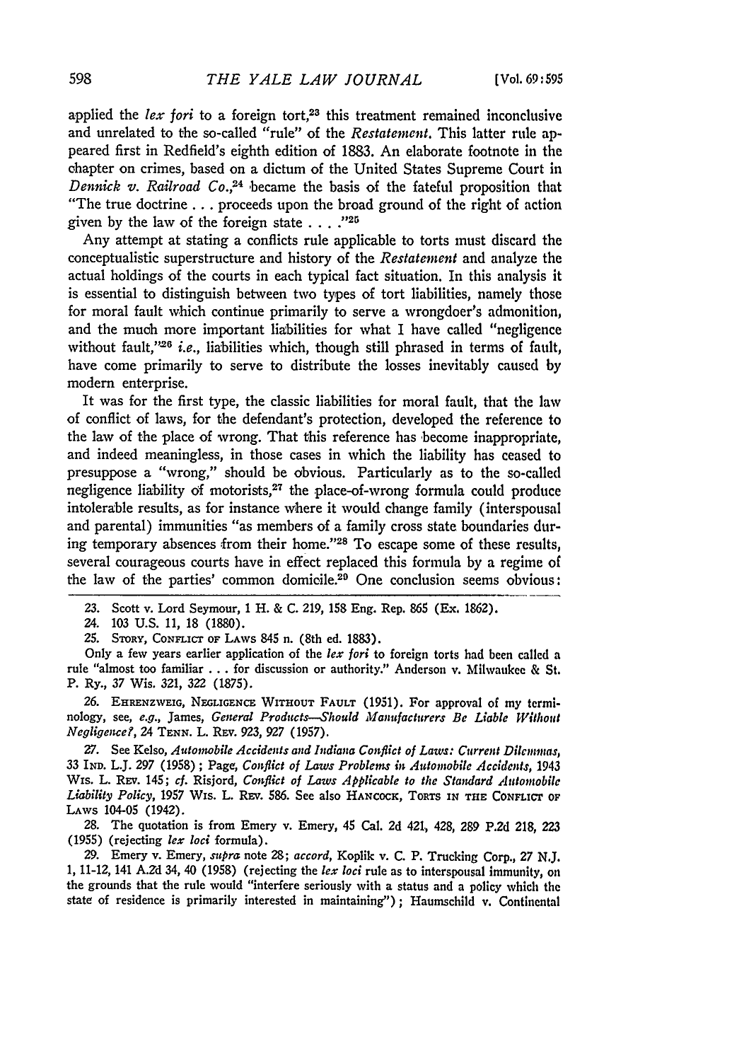applied the *lex fori* to a foreign tort,[23] this treatment remained inconclusive and unrelated to the so-called "rule" of the *Restatement*. This latter rule appeared first in Redfield's eighth edition of 1883. An elaborate footnote in the chapter on crimes, based on a dictum of the United States Supreme Court in *Dennick v. Railroad Co.*,[24] became the basis of the fateful proposition that "The true doctrine . . . proceeds upon the broad ground of the right of action given by the law of the foreign state . . . ."[25]

Any attempt at stating a conflicts rule applicable to torts must discard the conceptualistic superstructure and history of the *Restatement* and analyze the actual holdings of the courts in each typical fact situation. In this analysis it is essential to distinguish between two types of tort liabilities, namely those for moral fault which continue primarily to serve a wrongdoer's admonition, and the much more important liabilities for what I have called "negligence without fault,"[26] *i.e.*, liabilities which, though still phrased in terms of fault, have come primarily to serve to distribute the losses inevitably caused by modern enterprise.

It was for the first type, the classic liabilities for moral fault, that the law of conflict of laws, for the defendant's protection, developed the reference to the law of the place of wrong. That this reference has become inappropriate, and indeed meaningless, in those cases in which the liability has ceased to presuppose a "wrong," should be obvious. Particularly as to the so-called negligence liability of motorists,[27] the place-of-wrong formula could produce intolerable results, as for instance where it would change family (interspousal and parental) immunities "as members of a family cross state boundaries during temporary absences from their home."[28] To escape some of these results, several courageous courts have in effect replaced this formula by a regime of the law of the parties' common domicile.[29] One conclusion seems obvious:

23. Scott v. Lord Seymour, 1 H. & C. 219, 158 Eng. Rep. 865 (Ex. 1862).

24. 103 U.S. 11, 18 (1880).

25. STORY, CONFLICT OF LAWS 845 n. (8th ed. 1883).

Only a few years earlier application of the *lex fori* to foreign torts had been called a rule "almost too familiar . . . for discussion or authority." Anderson v. Milwaukee & St. P. Ry., 37 Wis. 321, 322 (1875).

26. EHRENZWEIG, NEGLIGENCE WITHOUT FAULT (1951). For approval of my terminology, see, *e.g.*, James, *General Products—Should Manufacturers Be Liable Without Negligence?*, 24 TENN. L. REV. 923, 927 (1957).

27. See Kelso, *Automobile Accidents and Indiana Conflict of Laws: Current Dilemmas*, 33 IND. L.J. 297 (1958); Page, *Conflict of Laws Problems in Automobile Accidents*, 1943 WIS. L. REV. 145; *cf.* Risjord, *Conflict of Laws Applicable to the Standard Automobile Liability Policy*, 1957 WIS. L. REV. 586. See also HANCOCK, TORTS IN THE CONFLICT OF LAWS 104-05 (1942).

28. The quotation is from Emery v. Emery, 45 Cal. 2d 421, 428, 289 P.2d 218, 223 (1955) (rejecting *lex loci* formula).

29. Emery v. Emery, *supra* note 28; *accord*, Koplik v. C. P. Trucking Corp., 27 N.J. 1, 11-12, 141 A.2d 34, 40 (1958) (rejecting the *lex loci* rule as to interspousal immunity, on the grounds that the rule would "interfere seriously with a status and a policy which the state of residence is primarily interested in maintaining"); Haumschild v. Continental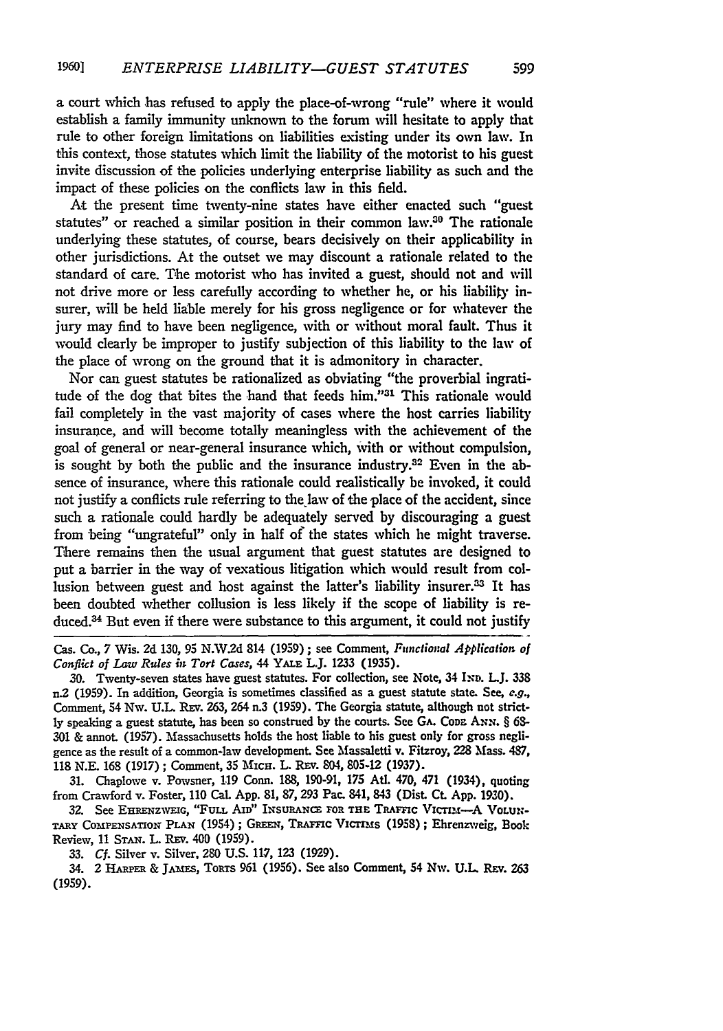a court which has refused to apply the place-of-wrong "rule" where it would establish a family immunity unknown to the forum will hesitate to apply that rule to other foreign limitations on liabilities existing under its own law. In this context, those statutes which limit the liability of the motorist to his guest invite discussion of the policies underlying enterprise liability as such and the impact of these policies on the conflicts law in this field.

At the present time twenty-nine states have either enacted such "guest statutes" or reached a similar position in their common law.[30] The rationale underlying these statutes, of course, bears decisively on their applicability in other jurisdictions. At the outset we may discount a rationale related to the standard of care. The motorist who has invited a guest, should not and will not drive more or less carefully according to whether he, or his liability insurer, will be held liable merely for his gross negligence or for whatever the jury may find to have been negligence, with or without moral fault. Thus it would clearly be improper to justify subjection of this liability to the law of the place of wrong on the ground that it is admonitory in character.

Nor can guest statutes be rationalized as obviating "the proverbial ingratitude of the dog that bites the hand that feeds him."[31] This rationale would fail completely in the vast majority of cases where the host carries liability insurance, and will become totally meaningless with the achievement of the goal of general or near-general insurance which, with or without compulsion, is sought by both the public and the insurance industry.[32] Even in the absence of insurance, where this rationale could realistically be invoked, it could not justify a conflicts rule referring to the law of the place of the accident, since such a rationale could hardly be adequately served by discouraging a guest from being "ungrateful" only in half of the states which he might traverse. There remains then the usual argument that guest statutes are designed to put a barrier in the way of vexatious litigation which would result from collusion between guest and host against the latter's liability insurer.[33] It has been doubted whether collusion is less likely if the scope of liability is reduced.[34] But even if there were substance to this argument, it could not justify

---

Cas. Co., 7 Wis. 2d 130, 95 N.W.2d 814 (1959); see Comment, *Functional Application of Conflict of Law Rules in Tort Cases*, 44 YALE L.J. 1233 (1935).

30. Twenty-seven states have guest statutes. For collection, see Note, 34 IND. L.J. 338 n.2 (1959). In addition, Georgia is sometimes classified as a guest statute state. See, *e.g.*, Comment, 54 Nw. U.L. REV. 263, 264 n.3 (1959). The Georgia statute, although not strictly speaking a guest statute, has been so construed by the courts. See GA. CODE ANN. § 68-301 & annot. (1957). Massachusetts holds the host liable to his guest only for gross negligence as the result of a common-law development. See Massaletti v. Fitzroy, 228 Mass. 487, 118 N.E. 168 (1917); Comment, 35 MICH. L. REV. 804, 805-12 (1937).

31. Chaplowe v. Powsner, 119 Conn. 188, 190-91, 175 Atl. 470, 471 (1934), quoting from Crawford v. Foster, 110 Cal. App. 81, 87, 293 Pac. 841, 843 (Dist. Ct. App. 1930).

32. See EHRENZWEIG, "FULL AID" INSURANCE FOR THE TRAFFIC VICTIM—A VOLUNTARY COMPENSATION PLAN (1954); GREEN, TRAFFIC VICTIMS (1958); Ehrenzweig, Book Review, 11 STAN. L. REV. 400 (1959).

33. *Cf.* Silver v. Silver, 280 U.S. 117, 123 (1929).

34. 2 HARPER & JAMES, TORTS 961 (1956). See also Comment, 54 Nw. U.L. REV. 263 (1959).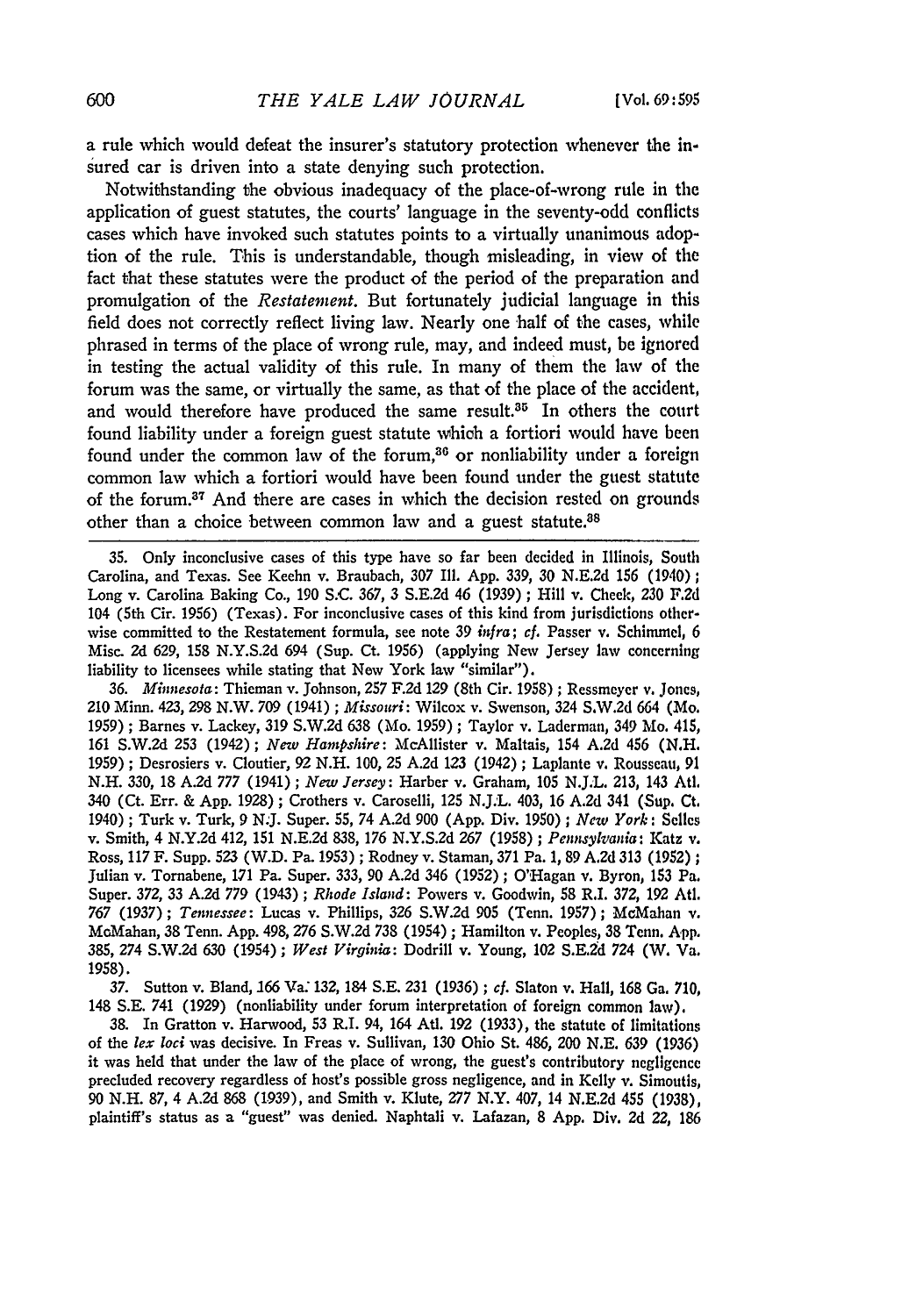a rule which would defeat the insurer's statutory protection whenever the insured car is driven into a state denying such protection.

Notwithstanding the obvious inadequacy of the place-of-wrong rule in the application of guest statutes, the courts' language in the seventy-odd conflicts cases which have invoked such statutes points to a virtually unanimous adoption of the rule. This is understandable, though misleading, in view of the fact that these statutes were the product of the period of the preparation and promulgation of the *Restatement*. But fortunately judicial language in this field does not correctly reflect living law. Nearly one half of the cases, while phrased in terms of the place of wrong rule, may, and indeed must, be ignored in testing the actual validity of this rule. In many of them the law of the forum was the same, or virtually the same, as that of the place of the accident, and would therefore have produced the same result.[35] In others the court found liability under a foreign guest statute which a fortiori would have been found under the common law of the forum,[36] or nonliability under a foreign common law which a fortiori would have been found under the guest statute of the forum.[37] And there are cases in which the decision rested on grounds other than a choice between common law and a guest statute.[38]

---

35. Only inconclusive cases of this type have so far been decided in Illinois, South Carolina, and Texas. See Keehn v. Braubach, 307 Ill. App. 339, 30 N.E.2d 156 (1940); Long v. Carolina Baking Co., 190 S.C. 367, 3 S.E.2d 46 (1939); Hill v. Cheek, 230 F.2d 104 (5th Cir. 1956) (Texas). For inconclusive cases of this kind from jurisdictions otherwise committed to the Restatement formula, see note 39 *infra*; *cf.* Passer v. Schimmel, 6 Misc. 2d 629, 158 N.Y.S.2d 694 (Sup. Ct. 1956) (applying New Jersey law concerning liability to licensees while stating that New York law "similar").

36. *Minnesota*: Thieman v. Johnson, 257 F.2d 129 (8th Cir. 1958); Ressmeyer v. Jones, 210 Minn. 423, 298 N.W. 709 (1941); *Missouri*: Wilcox v. Swenson, 324 S.W.2d 664 (Mo. 1959); Barnes v. Lackey, 319 S.W.2d 638 (Mo. 1959); Taylor v. Laderman, 349 Mo. 415, 161 S.W.2d 253 (1942); *New Hampshire*: McAllister v. Maltais, 154 A.2d 456 (N.H. 1959); Desrosiers v. Cloutier, 92 N.H. 100, 25 A.2d 123 (1942); Laplante v. Rousseau, 91 N.H. 330, 18 A.2d 777 (1941); *New Jersey*: Harber v. Graham, 105 N.J.L. 213, 143 Atl. 340 (Ct. Err. & App. 1928); Crothers v. Caroselli, 125 N.J.L. 403, 16 A.2d 341 (Sup. Ct. 1940); Turk v. Turk, 9 N.J. Super. 55, 74 A.2d 900 (App. Div. 1950); *New York*: Selles v. Smith, 4 N.Y.2d 412, 151 N.E.2d 838, 176 N.Y.S.2d 267 (1958); *Pennsylvania*: Katz v. Ross, 117 F. Supp. 523 (W.D. Pa. 1953); Rodney v. Staman, 371 Pa. 1, 89 A.2d 313 (1952); Julian v. Tornabene, 171 Pa. Super. 333, 90 A.2d 346 (1952); O'Hagan v. Byron, 153 Pa. Super. 372, 33 A.2d 779 (1943); *Rhode Island*: Powers v. Goodwin, 58 R.I. 372, 192 Atl. 767 (1937); *Tennessee*: Lucas v. Phillips, 326 S.W.2d 905 (Tenn. 1957); McMahan v. McMahan, 38 Tenn. App. 498, 276 S.W.2d 738 (1954); Hamilton v. Peoples, 38 Tenn. App. 385, 274 S.W.2d 630 (1954); *West Virginia*: Dodrill v. Young, 102 S.E.2d 724 (W. Va. 1958).

37. Sutton v. Bland, 166 Va. 132, 184 S.E. 231 (1936); *cf.* Slaton v. Hall, 168 Ga. 710, 148 S.E. 741 (1929) (nonliability under forum interpretation of foreign common law).

38. In Gratton v. Harwood, 53 R.I. 94, 164 Atl. 192 (1933), the statute of limitations of the *lex loci* was decisive. In Freas v. Sullivan, 130 Ohio St. 486, 200 N.E. 639 (1936) it was held that under the law of the place of wrong, the guest's contributory negligence precluded recovery regardless of host's possible gross negligence, and in Kelly v. Simoutis, 90 N.H. 87, 4 A.2d 868 (1939), and Smith v. Klute, 277 N.Y. 407, 14 N.E.2d 455 (1938), plaintiff's status as a "guest" was denied. Naphtali v. Lafazan, 8 App. Div. 2d 22, 186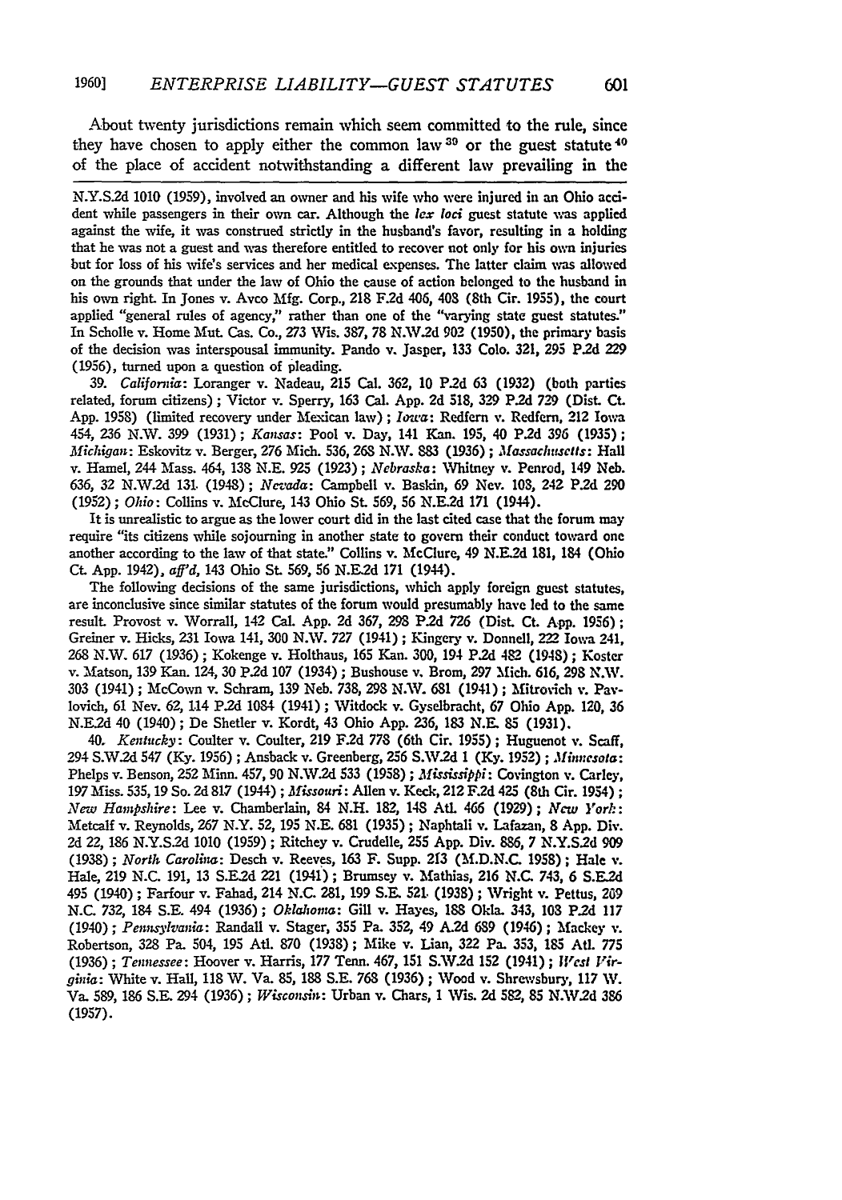About twenty jurisdictions remain which seem committed to the rule, since they have chosen to apply either the common law[39] or the guest statute[40] of the place of accident notwithstanding a different law prevailing in the

N.Y.S.2d 1010 (1959), involved an owner and his wife who were injured in an Ohio accident while passengers in their own car. Although the *lex loci* guest statute was applied against the wife, it was construed strictly in the husband's favor, resulting in a holding that he was not a guest and was therefore entitled to recover not only for his own injuries but for loss of his wife's services and her medical expenses. The latter claim was allowed on the grounds that under the law of Ohio the cause of action belonged to the husband in his own right. In Jones v. Avco Mfg. Corp., 218 F.2d 406, 408 (8th Cir. 1955), the court applied "general rules of agency," rather than one of the "varying state guest statutes." In Scholle v. Home Mut. Cas. Co., 273 Wis. 387, 78 N.W.2d 902 (1950), the primary basis of the decision was interspousal immunity. Pando v. Jasper, 133 Colo. 321, 295 P.2d 229 (1956), turned upon a question of pleading.

39. *California*: Loranger v. Nadeau, 215 Cal. 362, 10 P.2d 63 (1932) (both parties related, forum citizens); Victor v. Sperry, 163 Cal. App. 2d 518, 329 P.2d 729 (Dist. Ct. App. 1958) (limited recovery under Mexican law); *Iowa*: Redfern v. Redfern, 212 Iowa 454, 236 N.W. 399 (1931); *Kansas*: Pool v. Day, 141 Kan. 195, 40 P.2d 396 (1935); *Michigan*: Eskovitz v. Berger, 276 Mich. 536, 268 N.W. 883 (1936); *Massachusetts*: Hall v. Hamel, 244 Mass. 464, 138 N.E. 925 (1923); *Nebraska*: Whitney v. Penrod, 149 Neb. 636, 32 N.W.2d 131 (1948); *Nevada*: Campbell v. Baskin, 69 Nev. 108, 242 P.2d 290 (1952); *Ohio*: Collins v. McClure, 143 Ohio St. 569, 56 N.E.2d 171 (1944).

It is unrealistic to argue as the lower court did in the last cited case that the forum may require "its citizens while sojourning in another state to govern their conduct toward one another according to the law of that state." Collins v. McClure, 49 N.E.2d 181, 184 (Ohio Ct. App. 1942), *aff'd*, 143 Ohio St. 569, 56 N.E.2d 171 (1944).

The following decisions of the same jurisdictions, which apply foreign guest statutes, are inconclusive since similar statutes of the forum would presumably have led to the same result. Provost v. Worrall, 142 Cal. App. 2d 367, 298 P.2d 726 (Dist. Ct. App. 1956); Greiner v. Hicks, 231 Iowa 141, 300 N.W. 727 (1941); Kingery v. Donnell, 222 Iowa 241, 268 N.W. 617 (1936); Kokenge v. Holthaus, 165 Kan. 300, 194 P.2d 482 (1948); Koster v. Matson, 139 Kan. 124, 30 P.2d 107 (1934); Bushouse v. Brom, 297 Mich. 616, 298 N.W. 303 (1941); McCown v. Schram, 139 Neb. 738, 298 N.W. 681 (1941); Mitrovich v. Pavlovich, 61 Nev. 62, 114 P.2d 1084 (1941); Witdock v. Gyselbracht, 67 Ohio App. 120, 36 N.E.2d 40 (1940); De Shetler v. Kordt, 43 Ohio App. 236, 183 N.E. 85 (1931).

40. *Kentucky*: Coulter v. Coulter, 219 F.2d 778 (6th Cir. 1955); Huguenot v. Scaff, 294 S.W.2d 547 (Ky. 1956); Ansback v. Greenberg, 256 S.W.2d 1 (Ky. 1952); *Minnesota*: Phelps v. Benson, 252 Minn. 457, 90 N.W.2d 533 (1958); *Mississippi*: Covington v. Carley, 197 Miss. 535, 19 So. 2d 817 (1944); *Missouri*: Allen v. Keck, 212 F.2d 425 (8th Cir. 1954); *New Hampshire*: Lee v. Chamberlain, 84 N.H. 182, 148 Atl. 466 (1929); *New York*: Metcalf v. Reynolds, 267 N.Y. 52, 195 N.E. 681 (1935); Naphtali v. Lafazan, 8 App. Div. 2d 22, 186 N.Y.S.2d 1010 (1959); Ritchey v. Crudelle, 255 App. Div. 886, 7 N.Y.S.2d 909 (1938); *North Carolina*: Desch v. Reeves, 163 F. Supp. 213 (M.D.N.C. 1958); Hale v. Hale, 219 N.C. 191, 13 S.E.2d 221 (1941); Brumsey v. Mathias, 216 N.C. 743, 6 S.E.2d 495 (1940); Farfour v. Fahad, 214 N.C. 281, 199 S.E. 521 (1938); Wright v. Pettus, 209 N.C. 732, 184 S.E. 494 (1936); *Oklahoma*: Gill v. Hayes, 188 Okla. 343, 108 P.2d 117 (1940); *Pennsylvania*: Randall v. Stager, 355 Pa. 352, 49 A.2d 689 (1946); Mackey v. Robertson, 328 Pa. 504, 195 Atl. 870 (1938); Mike v. Lian, 322 Pa. 353, 185 Atl. 775 (1936); *Tennessee*: Hoover v. Harris, 177 Tenn. 467, 151 S.W.2d 152 (1941); *West Virginia*: White v. Hall, 118 W. Va. 85, 188 S.E. 768 (1936); Wood v. Shrewsbury, 117 W. Va. 589, 186 S.E. 294 (1936); *Wisconsin*: Urban v. Chars, 1 Wis. 2d 582, 85 N.W.2d 386 (1957).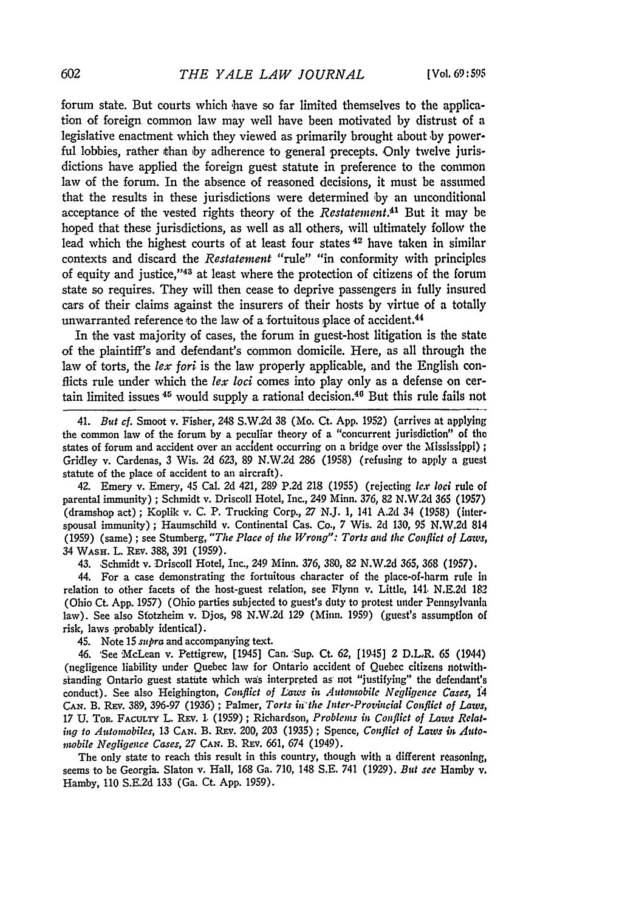forum state. But courts which have so far limited themselves to the application of foreign common law may well have been motivated by distrust of a legislative enactment which they viewed as primarily brought about by powerful lobbies, rather than by adherence to general precepts. Only twelve jurisdictions have applied the foreign guest statute in preference to the common law of the forum. In the absence of reasoned decisions, it must be assumed that the results in these jurisdictions were determined by an unconditional acceptance of the vested rights theory of the *Restatement*.[41] But it may be hoped that these jurisdictions, as well as all others, will ultimately follow the lead which the highest courts of at least four states[42] have taken in similar contexts and discard the *Restatement* "rule" "in conformity with principles of equity and justice,"[43] at least where the protection of citizens of the forum state so requires. They will then cease to deprive passengers in fully insured cars of their claims against the insurers of their hosts by virtue of a totally unwarranted reference to the law of a fortuitous place of accident.[44]

In the vast majority of cases, the forum in guest-host litigation is the state of the plaintiff's and defendant's common domicile. Here, as all through the law of torts, the *lex fori* is the law properly applicable, and the English conflicts rule under which the *lex loci* comes into play only as a defense on certain limited issues[45] would supply a rational decision.[46] But this rule fails not

---

41. *But cf.* Smoot v. Fisher, 248 S.W.2d 38 (Mo. Ct. App. 1952) (arrives at applying the common law of the forum by a peculiar theory of a "concurrent jurisdiction" of the states of forum and accident over an accident occurring on a bridge over the Mississippi); Gridley v. Cardenas, 3 Wis. 2d 623, 89 N.W.2d 286 (1958) (refusing to apply a guest statute of the place of accident to an aircraft).

42. Emery v. Emery, 45 Cal. 2d 421, 289 P.2d 218 (1955) (rejecting *lex loci* rule of parental immunity); Schmidt v. Driscoll Hotel, Inc., 249 Minn. 376, 82 N.W.2d 365 (1957) (dramshop act); Koplik v. C. P. Trucking Corp., 27 N.J. 1, 141 A.2d 34 (1958) (interspousal immunity); Haumschild v. Continental Cas. Co., 7 Wis. 2d 130, 95 N.W.2d 814 (1959) (same); see Stumberg, *"The Place of the Wrong": Torts and the Conflict of Laws*, 34 WASH. L. REV. 388, 391 (1959).

43. Schmidt v. Driscoll Hotel, Inc., 249 Minn. 376, 380, 82 N.W.2d 365, 368 (1957).

44. For a case demonstrating the fortuitous character of the place-of-harm rule in relation to other facets of the host-guest relation, see Flynn v. Little, 141 N.E.2d 182 (Ohio Ct. App. 1957) (Ohio parties subjected to guest's duty to protest under Pennsylvania law). See also Stotzheim v. Djos, 98 N.W.2d 129 (Minn. 1959) (guest's assumption of risk, laws probably identical).

45. Note 15 *supra* and accompanying text.

46. See McLean v. Pettigrew, [1945] Can. Sup. Ct. 62, [1945] 2 D.L.R. 65 (1944) (negligence liability under Quebec law for Ontario accident of Quebec citizens notwithstanding Ontario guest statute which was interpreted as not "justifying" the defendant's conduct). See also Heighington, *Conflict of Laws in Automobile Negligence Cases*, 14 CAN. B. REV. 389, 396-97 (1936); Palmer, *Torts in the Inter-Provincial Conflict of Laws*, 17 U. TOR. FACULTY L. REV. 1 (1959); Richardson, *Problems in Conflict of Laws Relating to Automobiles*, 13 CAN. B. REV. 200, 203 (1935); Spence, *Conflict of Laws in Automobile Negligence Cases*, 27 CAN. B. REV. 661, 674 (1949).

The only state to reach this result in this country, though with a different reasoning, seems to be Georgia. Slaton v. Hall, 168 Ga. 710, 148 S.E. 741 (1929). *But see* Hamby v. Hamby, 110 S.E.2d 133 (Ga. Ct. App. 1959).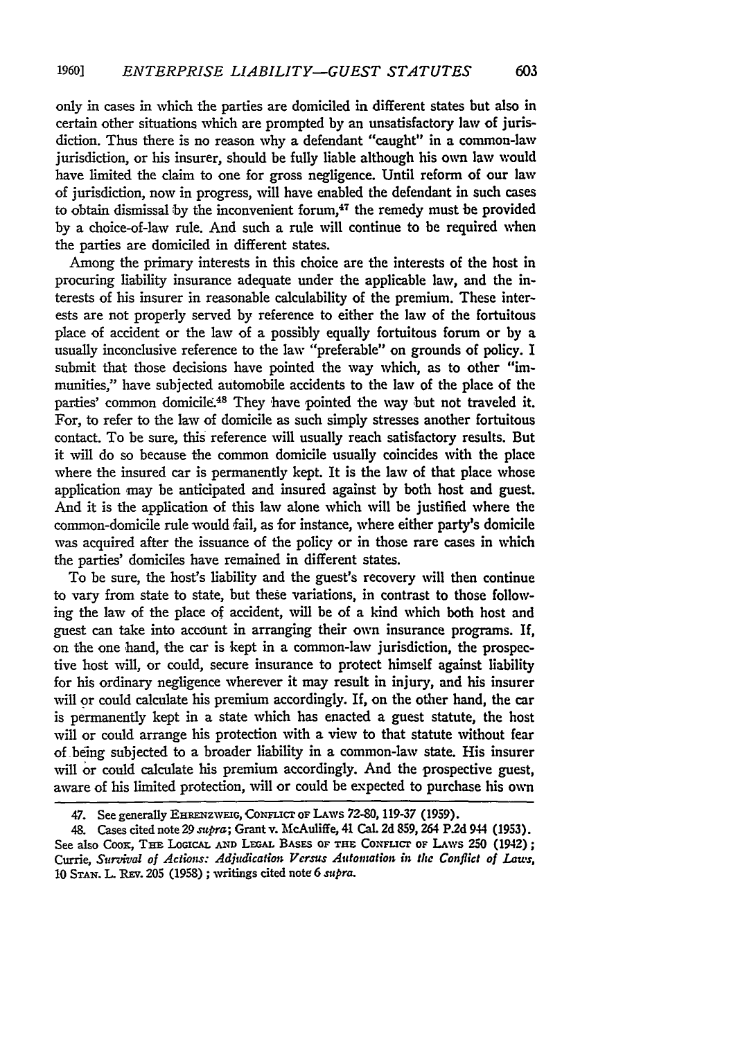only in cases in which the parties are domiciled in different states but also in certain other situations which are prompted by an unsatisfactory law of jurisdiction. Thus there is no reason why a defendant "caught" in a common-law jurisdiction, or his insurer, should be fully liable although his own law would have limited the claim to one for gross negligence. Until reform of our law of jurisdiction, now in progress, will have enabled the defendant in such cases to obtain dismissal by the inconvenient forum,[47] the remedy must be provided by a choice-of-law rule. And such a rule will continue to be required when the parties are domiciled in different states.

Among the primary interests in this choice are the interests of the host in procuring liability insurance adequate under the applicable law, and the interests of his insurer in reasonable calculability of the premium. These interests are not properly served by reference to either the law of the fortuitous place of accident or the law of a possibly equally fortuitous forum or by a usually inconclusive reference to the law "preferable" on grounds of policy. I submit that those decisions have pointed the way which, as to other "immunities," have subjected automobile accidents to the law of the place of the parties' common domicile.[48] They have pointed the way but not traveled it. For, to refer to the law of domicile as such simply stresses another fortuitous contact. To be sure, this reference will usually reach satisfactory results. But it will do so because the common domicile usually coincides with the place where the insured car is permanently kept. It is the law of that place whose application may be anticipated and insured against by both host and guest. And it is the application of this law alone which will be justified where the common-domicile rule would fail, as for instance, where either party's domicile was acquired after the issuance of the policy or in those rare cases in which the parties' domiciles have remained in different states.

To be sure, the host's liability and the guest's recovery will then continue to vary from state to state, but these variations, in contrast to those following the law of the place of accident, will be of a kind which both host and guest can take into account in arranging their own insurance programs. If, on the one hand, the car is kept in a common-law jurisdiction, the prospective host will, or could, secure insurance to protect himself against liability for his ordinary negligence wherever it may result in injury, and his insurer will or could calculate his premium accordingly. If, on the other hand, the car is permanently kept in a state which has enacted a guest statute, the host will or could arrange his protection with a view to that statute without fear of being subjected to a broader liability in a common-law state. His insurer will or could calculate his premium accordingly. And the prospective guest, aware of his limited protection, will or could be expected to purchase his own

---

47. See generally EHRENZWEIG, CONFLICT OF LAWS 72-80, 119-37 (1959).

48. Cases cited note 29 *supra*; Grant v. McAuliffe, 41 Cal. 2d 859, 264 P.2d 944 (1953). See also COOK, THE LOGICAL AND LEGAL BASES OF THE CONFLICT OF LAWS 250 (1942); Currie, *Survival of Actions: Adjudication Versus Automation in the Conflict of Laws*, 10 STAN. L. REV. 205 (1958); writings cited note 6 *supra*.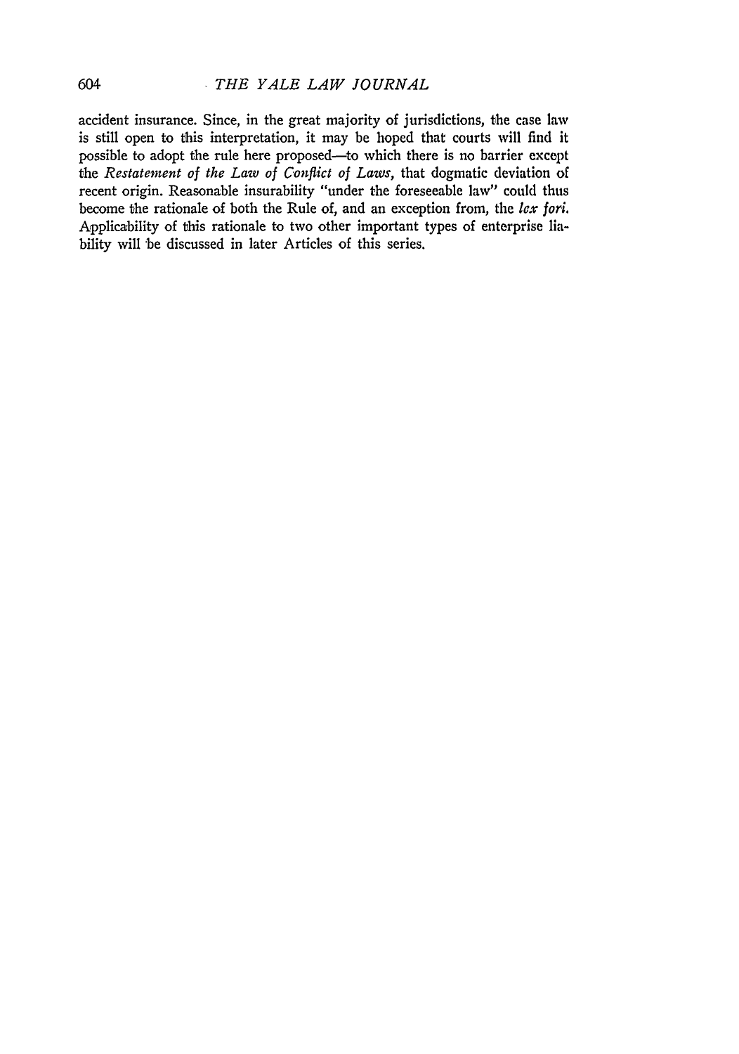accident insurance. Since, in the great majority of jurisdictions, the case law is still open to this interpretation, it may be hoped that courts will find it possible to adopt the rule here proposed—to which there is no barrier except the *Restatement of the Law of Conflict of Laws,* that dogmatic deviation of recent origin. Reasonable insurability "under the foreseeable law" could thus become the rationale of both the Rule of, and an exception from, the *lex fori.* Applicability of this rationale to two other important types of enterprise liability will be discussed in later Articles of this series.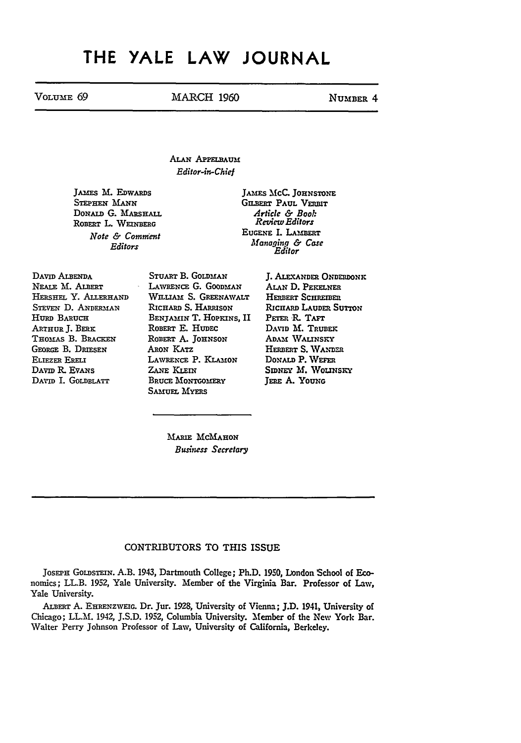# THE YALE LAW JOURNAL

VOLUME 69 MARCH 1960 NUMBER 4

ALAN APPELBAUM
*Editor-in-Chief*

JAMES M. EDWARDS
STEPHEN MANN
DONALD G. MARSHALL
ROBERT L. WEINBERG
*Note & Comment Editors*

JAMES McC. JOHNSTONE
GILBERT PAUL VERBIT
*Article & Book Review Editors*
EUGENE I. LAMBERT
*Managing & Case Editor*

DAVID ALBENDA
NEALE M. ALBERT
HERSHEL Y. ALLERHAND
STEVEN D. ANDERMAN
HURD BARUCH
ARTHUR J. BERK
THOMAS B. BRACKEN
GEORGE B. DRIESEN
ELIEZER ERELI
DAVID R. EVANS
DAVID I. GOLDBLATT
STUART B. GOLDMAN
LAWRENCE G. GOODMAN
WILLIAM S. GREENAWALT
RICHARD S. HARRISON
BENJAMIN T. HOPKINS, II
ROBERT E. HUDEC
ROBERT A. JOHNSON
ARON KATZ
LAWRENCE P. KLAMON
ZANE KLEIN
BRUCE MONTGOMERY
SAMUEL MYERS
J. ALEXANDER ONDERDONK
ALAN D. PEKELNER
HERBERT SCHREIBER
RICHARD LAUDER SUTTON
PETER R. TAFT
DAVID M. TRUBEK
ADAM WALINSKY
HERBERT S. WANDER
DONALD P. WEFER
SIDNEY M. WOLINSKY
JERE A. YOUNG

MARIE McMAHON
*Business Secretary*

## CONTRIBUTORS TO THIS ISSUE

JOSEPH GOLDSTEIN. A.B. 1943, Dartmouth College; Ph.D. 1950, London School of Economics; LL.B. 1952, Yale University. Member of the Virginia Bar. Professor of Law, Yale University.

ALBERT A. EHRENZWEIG. Dr. Jur. 1928, University of Vienna; J.D. 1941, University of Chicago; LL.M. 1942, J.S.D. 1952, Columbia University. Member of the New York Bar. Walter Perry Johnson Professor of Law, University of California, Berkeley.